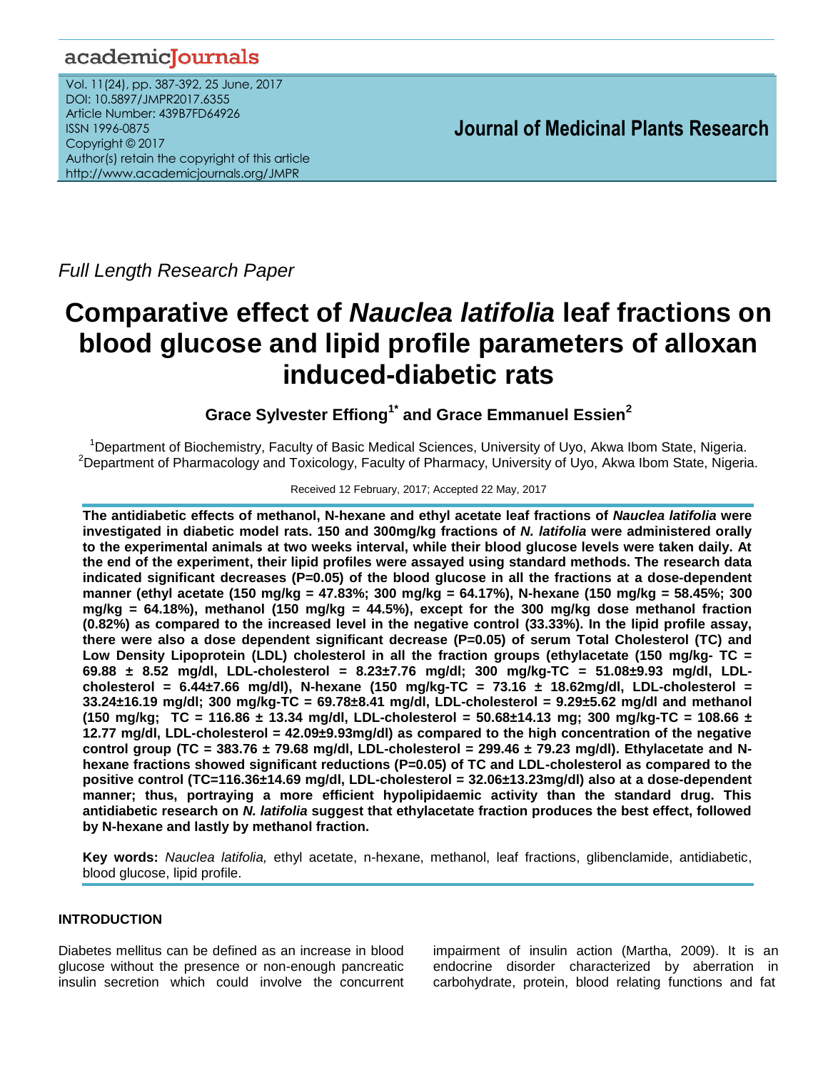Full Length Research Paper

# Comparative effect of *Nauclea latifolia* leaf fractions on blood glucose and lipid profile parameters of alloxan induced-diabetic rats

**Grace Sylvester Effiong[1*] and Grace Emmanuel Essien[2]**

[1]Department of Biochemistry, Faculty of Basic Medical Sciences, University of Uyo, Akwa Ibom State, Nigeria.
[2]Department of Pharmacology and Toxicology, Faculty of Pharmacy, University of Uyo, Akwa Ibom State, Nigeria.

Received 12 February, 2017; Accepted 22 May, 2017

**The antidiabetic effects of methanol, N-hexane and ethyl acetate leaf fractions of *Nauclea latifolia* were investigated in diabetic model rats. 150 and 300mg/kg fractions of *N. latifolia* were administered orally to the experimental animals at two weeks interval, while their blood glucose levels were taken daily. At the end of the experiment, their lipid profiles were assayed using standard methods. The research data indicated significant decreases (P=0.05) of the blood glucose in all the fractions at a dose-dependent manner (ethyl acetate (150 mg/kg = 47.83%; 300 mg/kg = 64.17%), N-hexane (150 mg/kg = 58.45%; 300 mg/kg = 64.18%), methanol (150 mg/kg = 44.5%), except for the 300 mg/kg dose methanol fraction (0.82%) as compared to the increased level in the negative control (33.33%). In the lipid profile assay, there were also a dose dependent significant decrease (P=0.05) of serum Total Cholesterol (TC) and Low Density Lipoprotein (LDL) cholesterol in all the fraction groups (ethylacetate (150 mg/kg- TC = 69.88 ± 8.52 mg/dl, LDL-cholesterol = 8.23±7.76 mg/dl; 300 mg/kg-TC = 51.08±9.93 mg/dl, LDL-cholesterol = 6.44±7.66 mg/dl), N-hexane (150 mg/kg-TC = 73.16 ± 18.62mg/dl, LDL-cholesterol = 33.24±16.19 mg/dl; 300 mg/kg-TC = 69.78±8.41 mg/dl, LDL-cholesterol = 9.29±5.62 mg/dl and methanol (150 mg/kg; TC = 116.86 ± 13.34 mg/dl, LDL-cholesterol = 50.68±14.13 mg; 300 mg/kg-TC = 108.66 ± 12.77 mg/dl, LDL-cholesterol = 42.09±9.93mg/dl) as compared to the high concentration of the negative control group (TC = 383.76 ± 79.68 mg/dl, LDL-cholesterol = 299.46 ± 79.23 mg/dl). Ethylacetate and N-hexane fractions showed significant reductions (P=0.05) of TC and LDL-cholesterol as compared to the positive control (TC=116.36±14.69 mg/dl, LDL-cholesterol = 32.06±13.23mg/dl) also at a dose-dependent manner; thus, portraying a more efficient hypolipidaemic activity than the standard drug. This antidiabetic research on *N. latifolia* suggest that ethylacetate fraction produces the best effect, followed by N-hexane and lastly by methanol fraction.**

**Key words:** *Nauclea latifolia,* ethyl acetate, n-hexane, methanol, leaf fractions, glibenclamide, antidiabetic, blood glucose, lipid profile.

## INTRODUCTION

Diabetes mellitus can be defined as an increase in blood glucose without the presence or non-enough pancreatic insulin secretion which could involve the concurrent impairment of insulin action (Martha, 2009). It is an endocrine disorder characterized by aberration in carbohydrate, protein, blood relating functions and fat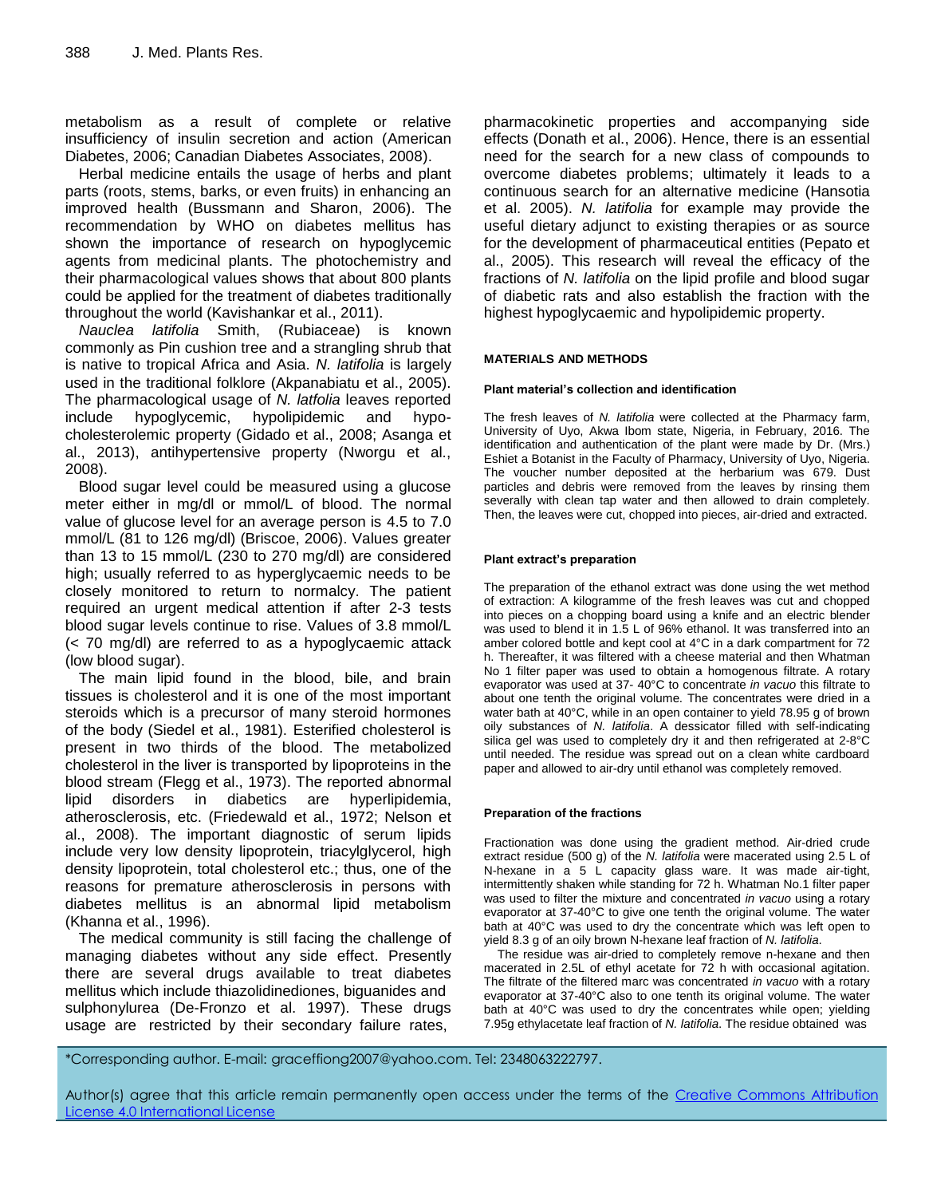metabolism as a result of complete or relative insufficiency of insulin secretion and action (American Diabetes, 2006; Canadian Diabetes Associates, 2008).

Herbal medicine entails the usage of herbs and plant parts (roots, stems, barks, or even fruits) in enhancing an improved health (Bussmann and Sharon, 2006). The recommendation by WHO on diabetes mellitus has shown the importance of research on hypoglycemic agents from medicinal plants. The photochemistry and their pharmacological values shows that about 800 plants could be applied for the treatment of diabetes traditionally throughout the world (Kavishankar et al., 2011).

*Nauclea latifolia* Smith, (Rubiaceae) is known commonly as Pin cushion tree and a strangling shrub that is native to tropical Africa and Asia. *N. latifolia* is largely used in the traditional folklore (Akpanabiatu et al., 2005). The pharmacological usage of *N. latfolia* leaves reported include hypoglycemic, hypolipidemic and hypo-cholesterolemic property (Gidado et al., 2008; Asanga et al., 2013), antihypertensive property (Nworgu et al., 2008).

Blood sugar level could be measured using a glucose meter either in mg/dl or mmol/L of blood. The normal value of glucose level for an average person is 4.5 to 7.0 mmol/L (81 to 126 mg/dl) (Briscoe, 2006). Values greater than 13 to 15 mmol/L (230 to 270 mg/dl) are considered high; usually referred to as hyperglycaemic needs to be closely monitored to return to normalcy. The patient required an urgent medical attention if after 2-3 tests blood sugar levels continue to rise. Values of 3.8 mmol/L (< 70 mg/dl) are referred to as a hypoglycaemic attack (low blood sugar).

The main lipid found in the blood, bile, and brain tissues is cholesterol and it is one of the most important steroids which is a precursor of many steroid hormones of the body (Siedel et al., 1981). Esterified cholesterol is present in two thirds of the blood. The metabolized cholesterol in the liver is transported by lipoproteins in the blood stream (Flegg et al., 1973). The reported abnormal lipid disorders in diabetics are hyperlipidemia, atherosclerosis, etc. (Friedewald et al., 1972; Nelson et al., 2008). The important diagnostic of serum lipids include very low density lipoprotein, triacylglycerol, high density lipoprotein, total cholesterol etc.; thus, one of the reasons for premature atherosclerosis in persons with diabetes mellitus is an abnormal lipid metabolism (Khanna et al., 1996).

The medical community is still facing the challenge of managing diabetes without any side effect. Presently there are several drugs available to treat diabetes mellitus which include thiazolidinediones, biguanides and sulphonylurea (De-Fronzo et al. 1997). These drugs usage are restricted by their secondary failure rates, pharmacokinetic properties and accompanying side effects (Donath et al., 2006). Hence, there is an essential need for the search for a new class of compounds to overcome diabetes problems; ultimately it leads to a continuous search for an alternative medicine (Hansotia et al. 2005). *N. latifolia* for example may provide the useful dietary adjunct to existing therapies or as source for the development of pharmaceutical entities (Pepato et al., 2005). This research will reveal the efficacy of the fractions of *N. latifolia* on the lipid profile and blood sugar of diabetic rats and also establish the fraction with the highest hypoglycaemic and hypolipidemic property.

## MATERIALS AND METHODS

### Plant material's collection and identification

The fresh leaves of *N. latifolia* were collected at the Pharmacy farm, University of Uyo, Akwa Ibom state, Nigeria, in February, 2016. The identification and authentication of the plant were made by Dr. (Mrs.) Eshiet a Botanist in the Faculty of Pharmacy, University of Uyo, Nigeria. The voucher number deposited at the herbarium was 679. Dust particles and debris were removed from the leaves by rinsing them severally with clean tap water and then allowed to drain completely. Then, the leaves were cut, chopped into pieces, air-dried and extracted.

### Plant extract's preparation

The preparation of the ethanol extract was done using the wet method of extraction: A kilogramme of the fresh leaves was cut and chopped into pieces on a chopping board using a knife and an electric blender was used to blend it in 1.5 L of 96% ethanol. It was transferred into an amber colored bottle and kept cool at 4°C in a dark compartment for 72 h. Thereafter, it was filtered with a cheese material and then Whatman No 1 filter paper was used to obtain a homogenous filtrate. A rotary evaporator was used at 37- 40°C to concentrate *in vacuo* this filtrate to about one tenth the original volume. The concentrates were dried in a water bath at 40°C, while in an open container to yield 78.95 g of brown oily substances of *N. latifolia*. A dessicator filled with self-indicating silica gel was used to completely dry it and then refrigerated at 2-8°C until needed. The residue was spread out on a clean white cardboard paper and allowed to air-dry until ethanol was completely removed.

### Preparation of the fractions

Fractionation was done using the gradient method. Air-dried crude extract residue (500 g) of the *N. latifolia* were macerated using 2.5 L of N-hexane in a 5 L capacity glass ware. It was made air-tight, intermittently shaken while standing for 72 h. Whatman No.1 filter paper was used to filter the mixture and concentrated *in vacuo* using a rotary evaporator at 37-40°C to give one tenth the original volume. The water bath at 40°C was used to dry the concentrate which was left open to yield 8.3 g of an oily brown N-hexane leaf fraction of *N. latifolia*.

The residue was air-dried to completely remove n-hexane and then macerated in 2.5L of ethyl acetate for 72 h with occasional agitation. The filtrate of the filtered marc was concentrated *in vacuo* with a rotary evaporator at 37-40°C also to one tenth its original volume. The water bath at 40°C was used to dry the concentrates while open; yielding 7.95g ethylacetate leaf fraction of *N. latifolia*. The residue obtained was

*Corresponding author. E-mail: graceffiong2007@yahoo.com. Tel: 2348063222797.

Author(s) agree that this article remain permanently open access under the terms of the Creative Commons Attribution License 4.0 International License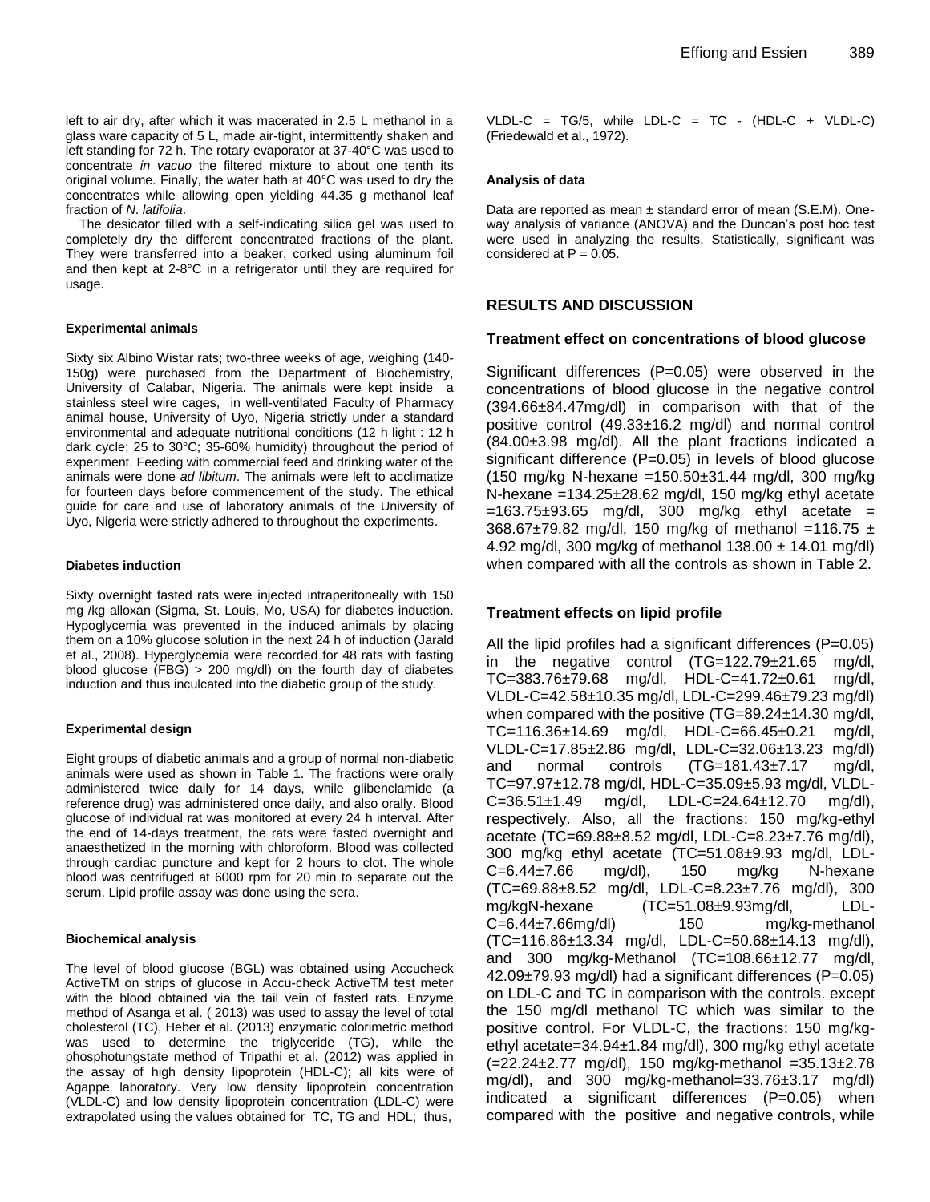left to air dry, after which it was macerated in 2.5 L methanol in a glass ware capacity of 5 L, made air-tight, intermittently shaken and left standing for 72 h. The rotary evaporator at 37-40°C was used to concentrate *in vacuo* the filtered mixture to about one tenth its original volume. Finally, the water bath at 40°C was used to dry the concentrates while allowing open yielding 44.35 g methanol leaf fraction of *N. latifolia*.

The desicator filled with a self-indicating silica gel was used to completely dry the different concentrated fractions of the plant. They were transferred into a beaker, corked using aluminum foil and then kept at 2-8°C in a refrigerator until they are required for usage.

#### Experimental animals

Sixty six Albino Wistar rats; two-three weeks of age, weighing (140-150g) were purchased from the Department of Biochemistry, University of Calabar, Nigeria. The animals were kept inside a stainless steel wire cages, in well-ventilated Faculty of Pharmacy animal house, University of Uyo, Nigeria strictly under a standard environmental and adequate nutritional conditions (12 h light : 12 h dark cycle; 25 to 30°C; 35-60% humidity) throughout the period of experiment. Feeding with commercial feed and drinking water of the animals were done *ad libitum*. The animals were left to acclimatize for fourteen days before commencement of the study. The ethical guide for care and use of laboratory animals of the University of Uyo, Nigeria were strictly adhered to throughout the experiments.

#### Diabetes induction

Sixty overnight fasted rats were injected intraperitoneally with 150 mg /kg alloxan (Sigma, St. Louis, Mo, USA) for diabetes induction. Hypoglycemia was prevented in the induced animals by placing them on a 10% glucose solution in the next 24 h of induction (Jarald et al., 2008). Hyperglycemia were recorded for 48 rats with fasting blood glucose (FBG) > 200 mg/dl) on the fourth day of diabetes induction and thus inculcated into the diabetic group of the study.

#### Experimental design

Eight groups of diabetic animals and a group of normal non-diabetic animals were used as shown in Table 1. The fractions were orally administered twice daily for 14 days, while glibenclamide (a reference drug) was administered once daily, and also orally. Blood glucose of individual rat was monitored at every 24 h interval. After the end of 14-days treatment, the rats were fasted overnight and anaesthetized in the morning with chloroform. Blood was collected through cardiac puncture and kept for 2 hours to clot. The whole blood was centrifuged at 6000 rpm for 20 min to separate out the serum. Lipid profile assay was done using the sera.

#### Biochemical analysis

The level of blood glucose (BGL) was obtained using Accucheck ActiveTM on strips of glucose in Accu-check ActiveTM test meter with the blood obtained via the tail vein of fasted rats. Enzyme method of Asanga et al. ( 2013) was used to assay the level of total cholesterol (TC), Heber et al. (2013) enzymatic colorimetric method was used to determine the triglyceride (TG), while the phosphotungstate method of Tripathi et al. (2012) was applied in the assay of high density lipoprotein (HDL-C); all kits were of Agappe laboratory. Very low density lipoprotein concentration (VLDL-C) and low density lipoprotein concentration (LDL-C) were extrapolated using the values obtained for TC, TG and HDL; thus, VLDL-C = TG/5, while LDL-C = TC - (HDL-C + VLDL-C) (Friedewald et al., 1972).

#### Analysis of data

Data are reported as mean ± standard error of mean (S.E.M). One-way analysis of variance (ANOVA) and the Duncan's post hoc test were used in analyzing the results. Statistically, significant was considered at P = 0.05.

## RESULTS AND DISCUSSION

### Treatment effect on concentrations of blood glucose

Significant differences (P=0.05) were observed in the concentrations of blood glucose in the negative control (394.66±84.47mg/dl) in comparison with that of the positive control (49.33±16.2 mg/dl) and normal control (84.00±3.98 mg/dl). All the plant fractions indicated a significant difference (P=0.05) in levels of blood glucose (150 mg/kg N-hexane =150.50±31.44 mg/dl, 300 mg/kg N-hexane =134.25±28.62 mg/dl, 150 mg/kg ethyl acetate =163.75±93.65 mg/dl, 300 mg/kg ethyl acetate = 368.67±79.82 mg/dl, 150 mg/kg of methanol =116.75 ± 4.92 mg/dl, 300 mg/kg of methanol 138.00 ± 14.01 mg/dl) when compared with all the controls as shown in Table 2.

### Treatment effects on lipid profile

All the lipid profiles had a significant differences (P=0.05) in the negative control (TG=122.79±21.65 mg/dl, TC=383.76±79.68 mg/dl, HDL-C=41.72±0.61 mg/dl, VLDL-C=42.58±10.35 mg/dl, LDL-C=299.46±79.23 mg/dl) when compared with the positive (TG=89.24±14.30 mg/dl, TC=116.36±14.69 mg/dl, HDL-C=66.45±0.21 mg/dl, VLDL-C=17.85±2.86 mg/dl, LDL-C=32.06±13.23 mg/dl) and normal controls (TG=181.43±7.17 mg/dl, TC=97.97±12.78 mg/dl, HDL-C=35.09±5.93 mg/dl, VLDL-C=36.51±1.49 mg/dl, LDL-C=24.64±12.70 mg/dl), respectively. Also, all the fractions: 150 mg/kg-ethyl acetate (TC=69.88±8.52 mg/dl, LDL-C=8.23±7.76 mg/dl), 300 mg/kg ethyl acetate (TC=51.08±9.93 mg/dl, LDL-C=6.44±7.66 mg/dl), 150 mg/kg N-hexane (TC=69.88±8.52 mg/dl, LDL-C=8.23±7.76 mg/dl), 300 mg/kgN-hexane (TC=51.08±9.93mg/dl, LDL-C=6.44±7.66mg/dl) 150 mg/kg-methanol (TC=116.86±13.34 mg/dl, LDL-C=50.68±14.13 mg/dl), and 300 mg/kg-Methanol (TC=108.66±12.77 mg/dl, 42.09±79.93 mg/dl) had a significant differences (P=0.05) on LDL-C and TC in comparison with the controls. except the 150 mg/dl methanol TC which was similar to the positive control. For VLDL-C, the fractions: 150 mg/kg-ethyl acetate=34.94±1.84 mg/dl), 300 mg/kg ethyl acetate (=22.24±2.77 mg/dl), 150 mg/kg-methanol =35.13±2.78 mg/dl), and 300 mg/kg-methanol=33.76±3.17 mg/dl) indicated a significant differences (P=0.05) when compared with the positive and negative controls, while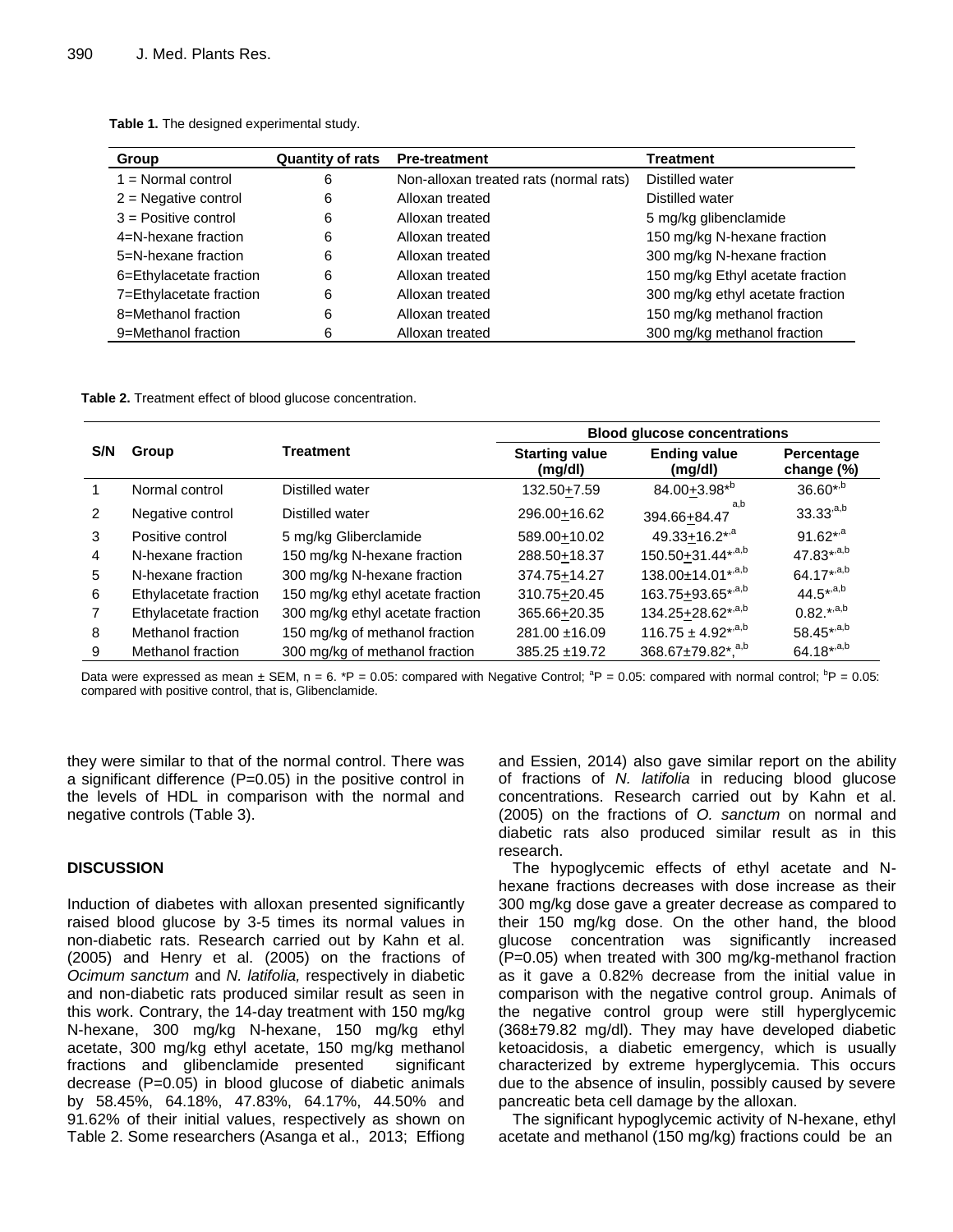**Table 1.** The designed experimental study.

| Group | Quantity of rats | Pre-treatment | Treatment |
|---|---|---|---|
| 1 = Normal control | 6 | Non-alloxan treated rats (normal rats) | Distilled water |
| 2 = Negative control | 6 | Alloxan treated | Distilled water |
| 3 = Positive control | 6 | Alloxan treated | 5 mg/kg glibenclamide |
| 4=N-hexane fraction | 6 | Alloxan treated | 150 mg/kg N-hexane fraction |
| 5=N-hexane fraction | 6 | Alloxan treated | 300 mg/kg N-hexane fraction |
| 6=Ethylacetate fraction | 6 | Alloxan treated | 150 mg/kg Ethyl acetate fraction |
| 7=Ethylacetate fraction | 6 | Alloxan treated | 300 mg/kg ethyl acetate fraction |
| 8=Methanol fraction | 6 | Alloxan treated | 150 mg/kg methanol fraction |
| 9=Methanol fraction | 6 | Alloxan treated | 300 mg/kg methanol fraction |

**Table 2.** Treatment effect of blood glucose concentration.

| S/N | Group | Treatment | Blood glucose concentrations | | |
|---|---|---|---|---|---|
| | | | Starting value (mg/dl) | Ending value (mg/dl) | Percentage change (%) |
| 1 | Normal control | Distilled water | 132.50±7.59 | 84.00±3.98*[b] | 36.60*[,b] |
| 2 | Negative control | Distilled water | 296.00±16.62 | 394.66±84.47[a,b] | 33.33[,a,b] |
| 3 | Positive control | 5 mg/kg Gliberclamide | 589.00±10.02 | 49.33±16.2*[,a] | 91.62*[,a] |
| 4 | N-hexane fraction | 150 mg/kg N-hexane fraction | 288.50±18.37 | 150.50±31.44*[,a,b] | 47.83*[,a,b] |
| 5 | N-hexane fraction | 300 mg/kg N-hexane fraction | 374.75±14.27 | 138.00±14.01*[,a,b] | 64.17*[,a,b] |
| 6 | Ethylacetate fraction | 150 mg/kg ethyl acetate fraction | 310.75±20.45 | 163.75±93.65*[,a,b] | 44.5*[,a,b] |
| 7 | Ethylacetate fraction | 300 mg/kg ethyl acetate fraction | 365.66±20.35 | 134.25±28.62*[,a,b] | 0.82.*[,a,b] |
| 8 | Methanol fraction | 150 mg/kg of methanol fraction | 281.00 ±16.09 | 116.75 ± 4.92*[,a,b] | 58.45*[,a,b] |
| 9 | Methanol fraction | 300 mg/kg of methanol fraction | 385.25 ±19.72 | 368.67±79.82*,[a,b] | 64.18*[,a,b] |

Data were expressed as mean ± SEM, n = 6. *P = 0.05: compared with Negative Control; [a]P = 0.05: compared with normal control; [b]P = 0.05: compared with positive control, that is, Glibenclamide.

they were similar to that of the normal control. There was a significant difference (P=0.05) in the positive control in the levels of HDL in comparison with the normal and negative controls (Table 3).

## DISCUSSION

Induction of diabetes with alloxan presented significantly raised blood glucose by 3-5 times its normal values in non-diabetic rats. Research carried out by Kahn et al. (2005) and Henry et al. (2005) on the fractions of *Ocimum sanctum* and *N. latifolia,* respectively in diabetic and non-diabetic rats produced similar result as seen in this work. Contrary, the 14-day treatment with 150 mg/kg N-hexane, 300 mg/kg N-hexane, 150 mg/kg ethyl acetate, 300 mg/kg ethyl acetate, 150 mg/kg methanol fractions and glibenclamide presented significant decrease (P=0.05) in blood glucose of diabetic animals by 58.45%, 64.18%, 47.83%, 64.17%, 44.50% and 91.62% of their initial values, respectively as shown on Table 2. Some researchers (Asanga et al., 2013; Effiong and Essien, 2014) also gave similar report on the ability of fractions of *N. latifolia* in reducing blood glucose concentrations. Research carried out by Kahn et al. (2005) on the fractions of *O. sanctum* on normal and diabetic rats also produced similar result as in this research.

The hypoglycemic effects of ethyl acetate and N-hexane fractions decreases with dose increase as their 300 mg/kg dose gave a greater decrease as compared to their 150 mg/kg dose. On the other hand, the blood glucose concentration was significantly increased (P=0.05) when treated with 300 mg/kg-methanol fraction as it gave a 0.82% decrease from the initial value in comparison with the negative control group. Animals of the negative control group were still hyperglycemic (368±79.82 mg/dl). They may have developed diabetic ketoacidosis, a diabetic emergency, which is usually characterized by extreme hyperglycemia. This occurs due to the absence of insulin, possibly caused by severe pancreatic beta cell damage by the alloxan.

The significant hypoglycemic activity of N-hexane, ethyl acetate and methanol (150 mg/kg) fractions could be an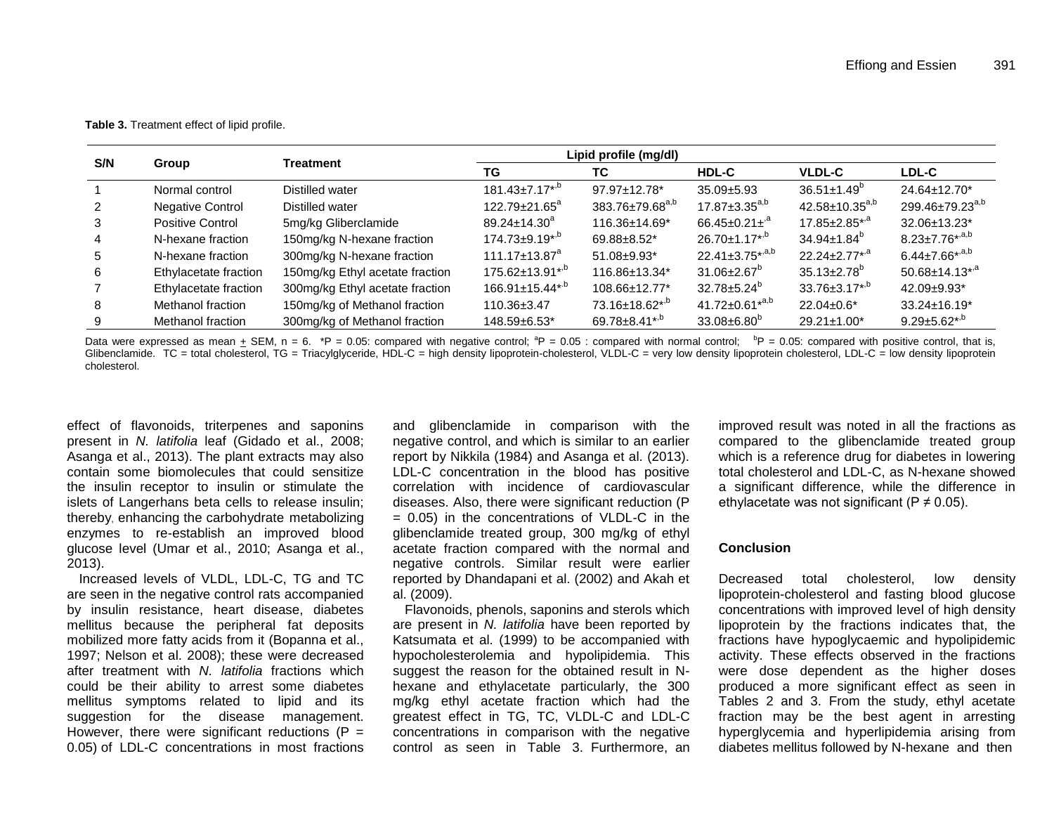**Table 3.** Treatment effect of lipid profile.

| S/N | Group | Treatment | Lipid profile (mg/dl) | | | | |
|---|---|---|---|---|---|---|---|
| | | | TG | TC | HDL-C | VLDL-C | LDL-C |
| 1 | Normal control | Distilled water | 181.43±7.17*,b | 97.97±12.78* | 35.09±5.93 | 36.51±1.49b | 24.64±12.70* |
| 2 | Negative Control | Distilled water | 122.79±21.65a | 383.76±79.68a,b | 17.87±3.35a,b | 42.58±10.35a,b | 299.46±79.23a,b |
| 3 | Positive Control | 5mg/kg Gliberclamide | 89.24±14.30a | 116.36±14.69* | 66.45±0.21±*a | 17.85±2.85*,a | 32.06±13.23* |
| 4 | N-hexane fraction | 150mg/kg N-hexane fraction | 174.73±9.19*,b | 69.88±8.52* | 26.70±1.17*,b | 34.94±1.84b | 8.23±7.76*,a,b |
| 5 | N-hexane fraction | 300mg/kg N-hexane fraction | 111.17±13.87a | 51.08±9.93* | 22.41±3.75*,a,b | 22.24±2.77*,a | 6.44±7.66*,a,b |
| 6 | Ethylacetate fraction | 150mg/kg Ethyl acetate fraction | 175.62±13.91*,b | 116.86±13.34* | 31.06±2.67b | 35.13±2.78b | 50.68±14.13*,a |
| 7 | Ethylacetate fraction | 300mg/kg Ethyl acetate fraction | 166.91±15.44*,b | 108.66±12.77* | 32.78±5.24b | 33.76±3.17*,b | 42.09±9.93* |
| 8 | Methanol fraction | 150mg/kg of Methanol fraction | 110.36±3.47 | 73.16±18.62*,b | 41.72±0.61*a,b | 22.04±0.6* | 33.24±16.19* |
| 9 | Methanol fraction | 300mg/kg of Methanol fraction | 148.59±6.53* | 69.78±8.41*,b | 33.08±6.80b | 29.21±1.00* | 9.29±5.62*,b |

Data were expressed as mean ± SEM, n = 6. *P = 0.05: compared with negative control; aP = 0.05 : compared with normal control; bP = 0.05: compared with positive control, that is, Glibenclamide. TC = total cholesterol, TG = Triacylglyceride, HDL-C = high density lipoprotein-cholesterol, VLDL-C = very low density lipoprotein cholesterol, LDL-C = low density lipoprotein cholesterol.

effect of flavonoids, triterpenes and saponins present in *N. latifolia* leaf (Gidado et al., 2008; Asanga et al., 2013). The plant extracts may also contain some biomolecules that could sensitize the insulin receptor to insulin or stimulate the islets of Langerhans beta cells to release insulin; thereby, enhancing the carbohydrate metabolizing enzymes to re-establish an improved blood glucose level (Umar et al., 2010; Asanga et al., 2013).

Increased levels of VLDL, LDL-C, TG and TC are seen in the negative control rats accompanied by insulin resistance, heart disease, diabetes mellitus because the peripheral fat deposits mobilized more fatty acids from it (Bopanna et al., 1997; Nelson et al. 2008); these were decreased after treatment with *N. latifolia* fractions which could be their ability to arrest some diabetes mellitus symptoms related to lipid and its suggestion for the disease management. However, there were significant reductions (P = 0.05) of LDL-C concentrations in most fractions and glibenclamide in comparison with the negative control, and which is similar to an earlier report by Nikkila (1984) and Asanga et al. (2013). LDL-C concentration in the blood has positive correlation with incidence of cardiovascular diseases. Also, there were significant reduction (P = 0.05) in the concentrations of VLDL-C in the glibenclamide treated group, 300 mg/kg of ethyl acetate fraction compared with the normal and negative controls. Similar result were earlier reported by Dhandapani et al. (2002) and Akah et al. (2009).

Flavonoids, phenols, saponins and sterols which are present in *N. latifolia* have been reported by Katsumata et al. (1999) to be accompanied with hypocholesterolemia and hypolipidemia. This suggest the reason for the obtained result in N-hexane and ethylacetate particularly, the 300 mg/kg ethyl acetate fraction which had the greatest effect in TG, TC, VLDL-C and LDL-C concentrations in comparison with the negative control as seen in Table 3. Furthermore, an improved result was noted in all the fractions as compared to the glibenclamide treated group which is a reference drug for diabetes in lowering total cholesterol and LDL-C, as N-hexane showed a significant difference, while the difference in ethylacetate was not significant (P ≠ 0.05).

## Conclusion

Decreased total cholesterol, low density lipoprotein-cholesterol and fasting blood glucose concentrations with improved level of high density lipoprotein by the fractions indicates that, the fractions have hypoglycaemic and hypolipidemic activity. These effects observed in the fractions were dose dependent as the higher doses produced a more significant effect as seen in Tables 2 and 3. From the study, ethyl acetate fraction may be the best agent in arresting hyperglycemia and hyperlipidemia arising from diabetes mellitus followed by N-hexane and then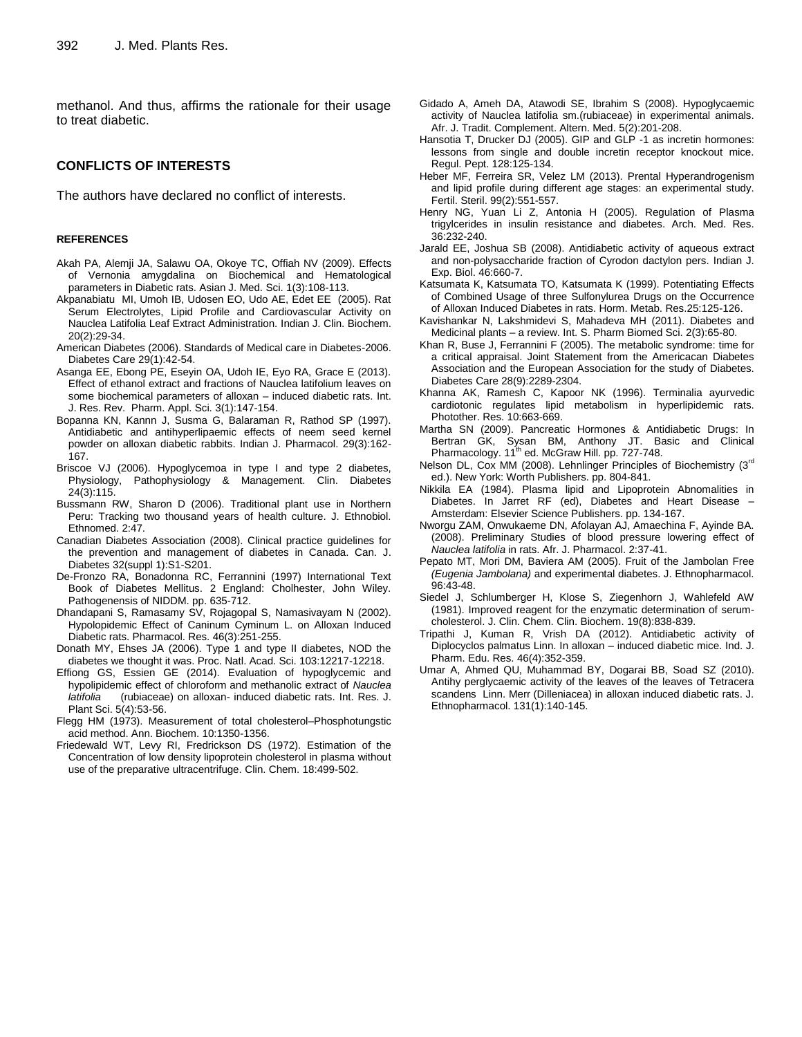methanol. And thus, affirms the rationale for their usage to treat diabetic.

## CONFLICTS OF INTERESTS

The authors have declared no conflict of interests.

### REFERENCES

Akah PA, Alemji JA, Salawu OA, Okoye TC, Offiah NV (2009). Effects of Vernonia amygdalina on Biochemical and Hematological parameters in Diabetic rats. Asian J. Med. Sci. 1(3):108-113.

Akpanabiatu MI, Umoh IB, Udosen EO, Udo AE, Edet EE (2005). Rat Serum Electrolytes, Lipid Profile and Cardiovascular Activity on Nauclea Latifolia Leaf Extract Administration. Indian J. Clin. Biochem. 20(2):29-34.

American Diabetes (2006). Standards of Medical care in Diabetes-2006. Diabetes Care 29(1):42-54.

Asanga EE, Ebong PE, Eseyin OA, Udoh IE, Eyo RA, Grace E (2013). Effect of ethanol extract and fractions of Nauclea latifolium leaves on some biochemical parameters of alloxan – induced diabetic rats. Int. J. Res. Rev. Pharm. Appl. Sci. 3(1):147-154.

Bopanna KN, Kannn J, Susma G, Balaraman R, Rathod SP (1997). Antidiabetic and antihyperlipaemic effects of neem seed kernel powder on alloxan diabetic rabbits. Indian J. Pharmacol. 29(3):162-167.

Briscoe VJ (2006). Hypoglycemoa in type I and type 2 diabetes, Physiology, Pathophysiology & Management. Clin. Diabetes 24(3):115.

Bussmann RW, Sharon D (2006). Traditional plant use in Northern Peru: Tracking two thousand years of health culture. J. Ethnobiol. Ethnomed. 2:47.

Canadian Diabetes Association (2008). Clinical practice guidelines for the prevention and management of diabetes in Canada. Can. J. Diabetes 32(suppl 1):S1-S201.

De-Fronzo RA, Bonadonna RC, Ferrannini (1997) International Text Book of Diabetes Mellitus. 2 England: Cholhester, John Wiley. Pathogenensis of NIDDM. pp. 635-712.

Dhandapani S, Ramasamy SV, Rojagopal S, Namasivayam N (2002). Hypolopidemic Effect of Caninum Cyminum L. on Alloxan Induced Diabetic rats. Pharmacol. Res. 46(3):251-255.

Donath MY, Ehses JA (2006). Type 1 and type II diabetes, NOD the diabetes we thought it was. Proc. Natl. Acad. Sci. 103:12217-12218.

Effiong GS, Essien GE (2014). Evaluation of hypoglycemic and hypolipidemic effect of chloroform and methanolic extract of *Nauclea latifolia* (rubiaceae) on alloxan- induced diabetic rats. Int. Res. J. Plant Sci. 5(4):53-56.

Flegg HM (1973). Measurement of total cholesterol–Phosphotungstic acid method. Ann. Biochem. 10:1350-1356.

Friedewald WT, Levy RI, Fredrickson DS (1972). Estimation of the Concentration of low density lipoprotein cholesterol in plasma without use of the preparative ultracentrifuge. Clin. Chem. 18:499-502.

Gidado A, Ameh DA, Atawodi SE, Ibrahim S (2008). Hypoglycaemic activity of Nauclea latifolia sm.(rubiaceae) in experimental animals. Afr. J. Tradit. Complement. Altern. Med. 5(2):201-208.

Hansotia T, Drucker DJ (2005). GIP and GLP -1 as incretin hormones: lessons from single and double incretin receptor knockout mice. Regul. Pept. 128:125-134.

Heber MF, Ferreira SR, Velez LM (2013). Prental Hyperandrogenism and lipid profile during different age stages: an experimental study. Fertil. Steril. 99(2):551-557.

Henry NG, Yuan Li Z, Antonia H (2005). Regulation of Plasma trigylcerides in insulin resistance and diabetes. Arch. Med. Res. 36:232-240.

Jarald EE, Joshua SB (2008). Antidiabetic activity of aqueous extract and non-polysaccharide fraction of Cyrodon dactylon pers. Indian J. Exp. Biol. 46:660-7.

Katsumata K, Katsumata TO, Katsumata K (1999). Potentiating Effects of Combined Usage of three Sulfonylurea Drugs on the Occurrence of Alloxan Induced Diabetes in rats. Horm. Metab. Res.25:125-126.

Kavishankar N, Lakshmidevi S, Mahadeva MH (2011). Diabetes and Medicinal plants – a review. Int. S. Pharm Biomed Sci. 2(3):65-80.

Khan R, Buse J, Ferrannini F (2005). The metabolic syndrome: time for a critical appraisal. Joint Statement from the Americacan Diabetes Association and the European Association for the study of Diabetes. Diabetes Care 28(9):2289-2304.

Khanna AK, Ramesh C, Kapoor NK (1996). Terminalia ayurvedic cardiotonic regulates lipid metabolism in hyperlipidemic rats. Phothother. Res. 10:663-669.

Martha SN (2009). Pancreatic Hormones & Antidiabetic Drugs: In Bertran GK, Sysan BM, Anthony JT. Basic and Clinical Pharmacology. 11th ed. McGraw Hill. pp. 727-748.

Nelson DL, Cox MM (2008). Lehnlinger Principles of Biochemistry (3rd ed.). New York: Worth Publishers. pp. 804-841.

Nikkila EA (1984). Plasma lipid and Lipoprotein Abnomalities in Diabetes. In Jarret RF (ed), Diabetes and Heart Disease – Amsterdam: Elsevier Science Publishers. pp. 134-167.

Nworgu ZAM, Onwukaeme DN, Afolayan AJ, Amaechina F, Ayinde BA. (2008). Preliminary Studies of blood pressure lowering effect of *Nauclea latifolia* in rats. Afr. J. Pharmacol. 2:37-41.

Pepato MT, Mori DM, Baviera AM (2005). Fruit of the Jambolan Free *(Eugenia Jambolana)* and experimental diabetes. J. Ethnopharmacol. 96:43-48.

Siedel J, Schlumberger H, Klose S, Ziegenhorn J, Wahlefeld AW (1981). Improved reagent for the enzymatic determination of serum-cholesterol. J. Clin. Chem. Clin. Biochem. 19(8):838-839.

Tripathi J, Kuman R, Vrish DA (2012). Antidiabetic activity of Diplocyclos palmatus Linn. In alloxan – induced diabetic mice. Ind. J. Pharm. Edu. Res. 46(4):352-359.

Umar A, Ahmed QU, Muhammad BY, Dogarai BB, Soad SZ (2010). Antihy perglycaemic activity of the leaves of the leaves of Tetracera scandens Linn. Merr (Dilleniacea) in alloxan induced diabetic rats. J. Ethnopharmacol. 131(1):140-145.